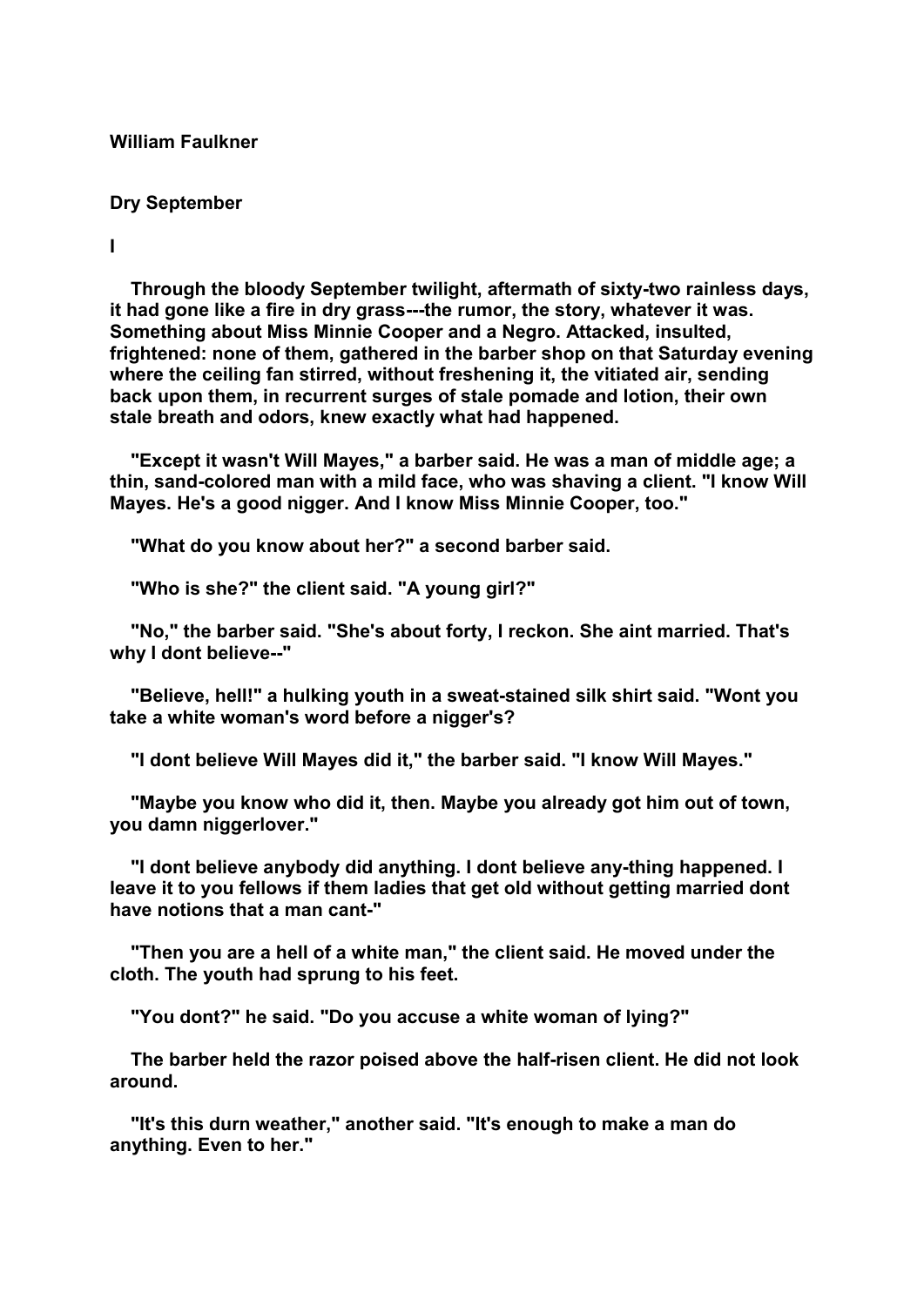**William Faulkner**

**Dry September**

**I**

Through the bloody September twilight, aftermath of sixty-two rainless days, it had gone like a fire in dry grass---the rumor, the story, whatever it was. Something about Miss Minnie Cooper and a Negro. Attacked, insulted, frightened: none of them, gathered in the barber shop on that Saturday evening where the ceiling fan stirred, without freshening it, the vitiated air, sending back upon them, in recurrent surges of stale pomade and lotion, their own stale breath and odors, knew exactly what had happened.

"Except it wasn't Will Mayes," a barber said. He was a man of middle age; a thin, sand-colored man with a mild face, who was shaving a client. "I know Will Mayes. He's a good nigger. And I know Miss Minnie Cooper, too."

"What do you know about her?" a second barber said.

"Who is she?" the client said. "A young girl?"

"No," the barber said. "She's about forty, I reckon. She aint married. That's why I dont believe--"

"Believe, hell!" a hulking youth in a sweat-stained silk shirt said. "Wont you take a white woman's word before a nigger's?

"I dont believe Will Mayes did it," the barber said. "I know Will Mayes."

"Maybe you know who did it, then. Maybe you already got him out of town, you damn niggerlover."

"I dont believe anybody did anything. I dont believe any-thing happened. I leave it to you fellows if them ladies that get old without getting married dont have notions that a man cant-"

"Then you are a hell of a white man," the client said. He moved under the cloth. The youth had sprung to his feet.

"You dont?" he said. "Do you accuse a white woman of lying?"

The barber held the razor poised above the half-risen client. He did not look around.

"It's this durn weather," another said. "It's enough to make a man do anything. Even to her."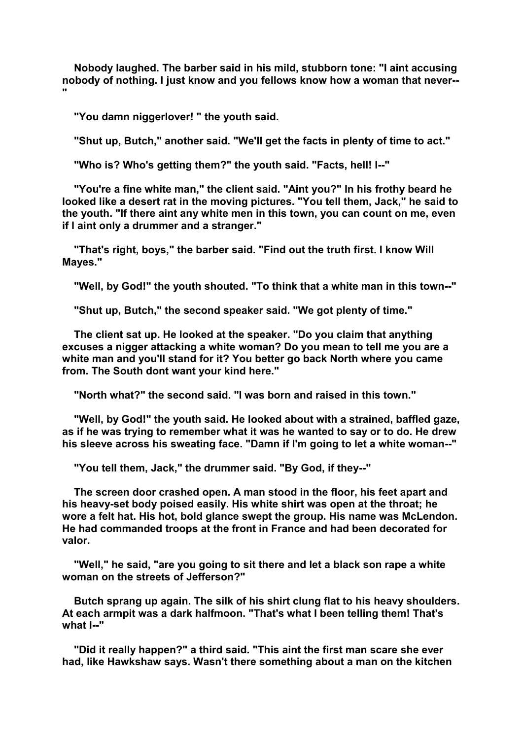Nobody laughed. The barber said in his mild, stubborn tone: "I aint accusing nobody of nothing. I just know and you fellows know how a woman that never--"

"You damn niggerlover! " the youth said.

"Shut up, Butch," another said. "We'll get the facts in plenty of time to act."

"Who is? Who's getting them?" the youth said. "Facts, hell! I--"

"You're a fine white man," the client said. "Aint you?" In his frothy beard he looked like a desert rat in the moving pictures. "You tell them, Jack," he said to the youth. "If there aint any white men in this town, you can count on me, even if I aint only a drummer and a stranger."

"That's right, boys," the barber said. "Find out the truth first. I know Will Mayes."

"Well, by God!" the youth shouted. "To think that a white man in this town--"

"Shut up, Butch," the second speaker said. "We got plenty of time."

The client sat up. He looked at the speaker. "Do you claim that anything excuses a nigger attacking a white woman? Do you mean to tell me you are a white man and you'll stand for it? You better go back North where you came from. The South dont want your kind here."

"North what?" the second said. "I was born and raised in this town."

"Well, by God!" the youth said. He looked about with a strained, baffled gaze, as if he was trying to remember what it was he wanted to say or to do. He drew his sleeve across his sweating face. "Damn if I'm going to let a white woman--"

"You tell them, Jack," the drummer said. "By God, if they--"

The screen door crashed open. A man stood in the floor, his feet apart and his heavy-set body poised easily. His white shirt was open at the throat; he wore a felt hat. His hot, bold glance swept the group. His name was McLendon. He had commanded troops at the front in France and had been decorated for valor.

"Well," he said, "are you going to sit there and let a black son rape a white woman on the streets of Jefferson?"

Butch sprang up again. The silk of his shirt clung flat to his heavy shoulders. At each armpit was a dark halfmoon. "That's what I been telling them! That's what I--"

"Did it really happen?" a third said. "This aint the first man scare she ever had, like Hawkshaw says. Wasn't there something about a man on the kitchen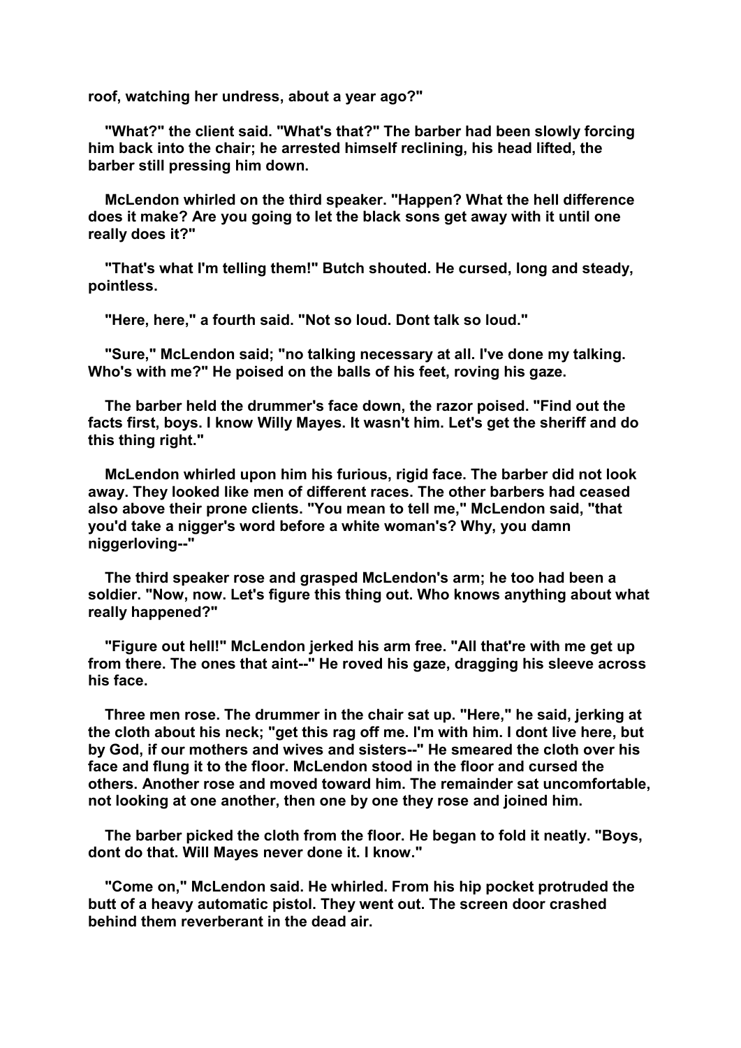roof, watching her undress, about a year ago?"

"What?" the client said. "What's that?" The barber had been slowly forcing him back into the chair; he arrested himself reclining, his head lifted, the barber still pressing him down.

McLendon whirled on the third speaker. "Happen? What the hell difference does it make? Are you going to let the black sons get away with it until one really does it?"

"That's what I'm telling them!" Butch shouted. He cursed, long and steady, pointless.

"Here, here," a fourth said. "Not so loud. Dont talk so loud."

"Sure," McLendon said; "no talking necessary at all. I've done my talking. Who's with me?" He poised on the balls of his feet, roving his gaze.

The barber held the drummer's face down, the razor poised. "Find out the facts first, boys. I know Willy Mayes. It wasn't him. Let's get the sheriff and do this thing right."

McLendon whirled upon him his furious, rigid face. The barber did not look away. They looked like men of different races. The other barbers had ceased also above their prone clients. "You mean to tell me," McLendon said, "that you'd take a nigger's word before a white woman's? Why, you damn niggerloving--"

The third speaker rose and grasped McLendon's arm; he too had been a soldier. "Now, now. Let's figure this thing out. Who knows anything about what really happened?"

"Figure out hell!" McLendon jerked his arm free. "All that're with me get up from there. The ones that aint--" He roved his gaze, dragging his sleeve across his face.

Three men rose. The drummer in the chair sat up. "Here," he said, jerking at the cloth about his neck; "get this rag off me. I'm with him. I dont live here, but by God, if our mothers and wives and sisters--" He smeared the cloth over his face and flung it to the floor. McLendon stood in the floor and cursed the others. Another rose and moved toward him. The remainder sat uncomfortable, not looking at one another, then one by one they rose and joined him.

The barber picked the cloth from the floor. He began to fold it neatly. "Boys, dont do that. Will Mayes never done it. I know."

"Come on," McLendon said. He whirled. From his hip pocket protruded the butt of a heavy automatic pistol. They went out. The screen door crashed behind them reverberant in the dead air.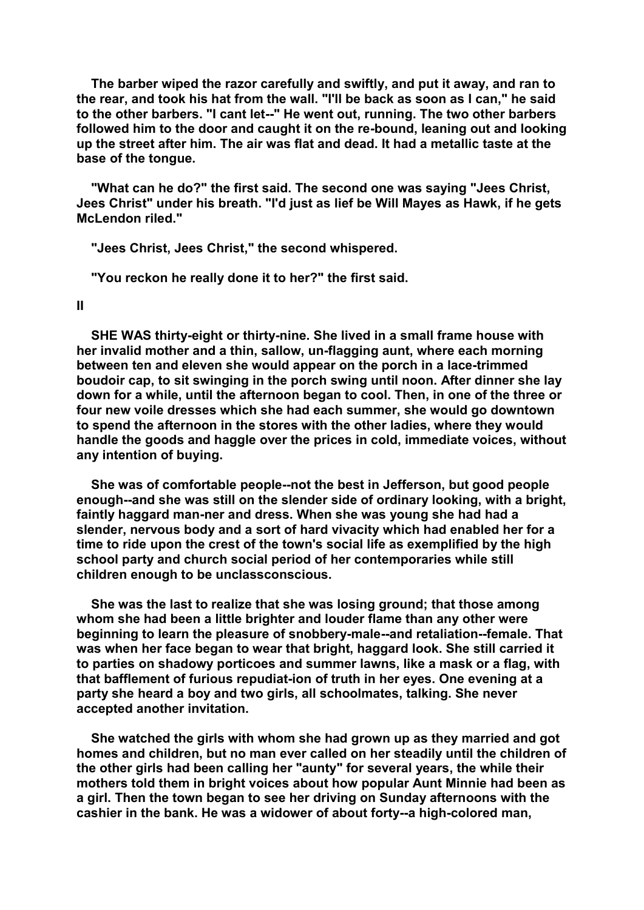The barber wiped the razor carefully and swiftly, and put it away, and ran to the rear, and took his hat from the wall. "I'll be back as soon as I can," he said to the other barbers. "I cant let--" He went out, running. The two other barbers followed him to the door and caught it on the re-bound, leaning out and looking up the street after him. The air was flat and dead. It had a metallic taste at the base of the tongue.

"What can he do?" the first said. The second one was saying "Jees Christ, Jees Christ" under his breath. "I'd just as lief be Will Mayes as Hawk, if he gets McLendon riled."

"Jees Christ, Jees Christ," the second whispered.

"You reckon he really done it to her?" the first said.

## II

SHE WAS thirty-eight or thirty-nine. She lived in a small frame house with her invalid mother and a thin, sallow, un-flagging aunt, where each morning between ten and eleven she would appear on the porch in a lace-trimmed boudoir cap, to sit swinging in the porch swing until noon. After dinner she lay down for a while, until the afternoon began to cool. Then, in one of the three or four new voile dresses which she had each summer, she would go downtown to spend the afternoon in the stores with the other ladies, where they would handle the goods and haggle over the prices in cold, immediate voices, without any intention of buying.

She was of comfortable people--not the best in Jefferson, but good people enough--and she was still on the slender side of ordinary looking, with a bright, faintly haggard man-ner and dress. When she was young she had had a slender, nervous body and a sort of hard vivacity which had enabled her for a time to ride upon the crest of the town's social life as exemplified by the high school party and church social period of her contemporaries while still children enough to be unclassconscious.

She was the last to realize that she was losing ground; that those among whom she had been a little brighter and louder flame than any other were beginning to learn the pleasure of snobbery-male--and retaliation--female. That was when her face began to wear that bright, haggard look. She still carried it to parties on shadowy porticoes and summer lawns, like a mask or a flag, with that bafflement of furious repudiat-ion of truth in her eyes. One evening at a party she heard a boy and two girls, all schoolmates, talking. She never accepted another invitation.

She watched the girls with whom she had grown up as they married and got homes and children, but no man ever called on her steadily until the children of the other girls had been calling her "aunty" for several years, the while their mothers told them in bright voices about how popular Aunt Minnie had been as a girl. Then the town began to see her driving on Sunday afternoons with the cashier in the bank. He was a widower of about forty--a high-colored man,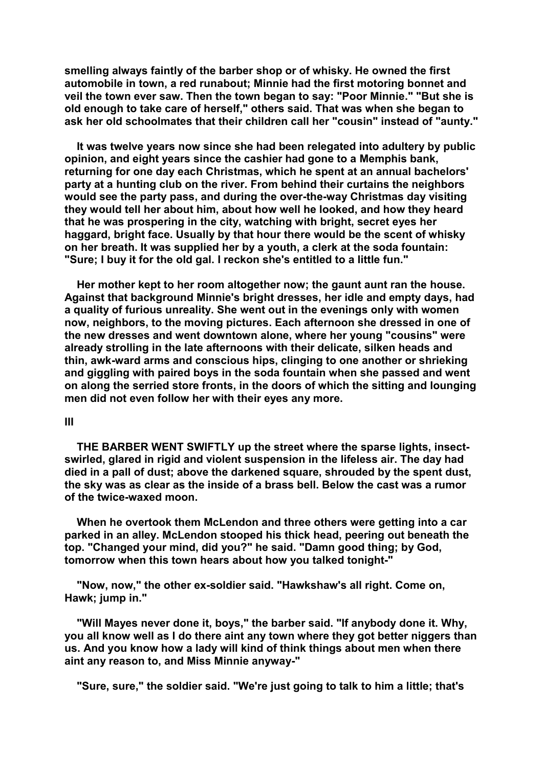smelling always faintly of the barber shop or of whisky. He owned the first automobile in town, a red runabout; Minnie had the first motoring bonnet and veil the town ever saw. Then the town began to say: "Poor Minnie." "But she is old enough to take care of herself," others said. That was when she began to ask her old schoolmates that their children call her "cousin" instead of "aunty."

It was twelve years now since she had been relegated into adultery by public opinion, and eight years since the cashier had gone to a Memphis bank, returning for one day each Christmas, which he spent at an annual bachelors' party at a hunting club on the river. From behind their curtains the neighbors would see the party pass, and during the over-the-way Christmas day visiting they would tell her about him, about how well he looked, and how they heard that he was prospering in the city, watching with bright, secret eyes her haggard, bright face. Usually by that hour there would be the scent of whisky on her breath. It was supplied her by a youth, a clerk at the soda fountain: "Sure; I buy it for the old gal. I reckon she's entitled to a little fun."

Her mother kept to her room altogether now; the gaunt aunt ran the house. Against that background Minnie's bright dresses, her idle and empty days, had a quality of furious unreality. She went out in the evenings only with women now, neighbors, to the moving pictures. Each afternoon she dressed in one of the new dresses and went downtown alone, where her young "cousins" were already strolling in the late afternoons with their delicate, silken heads and thin, awk-ward arms and conscious hips, clinging to one another or shrieking and giggling with paired boys in the soda fountain when she passed and went on along the serried store fronts, in the doors of which the sitting and lounging men did not even follow her with their eyes any more.

## III

THE BARBER WENT SWIFTLY up the street where the sparse lights, insect-swirled, glared in rigid and violent suspension in the lifeless air. The day had died in a pall of dust; above the darkened square, shrouded by the spent dust, the sky was as clear as the inside of a brass bell. Below the cast was a rumor of the twice-waxed moon.

When he overtook them McLendon and three others were getting into a car parked in an alley. McLendon stooped his thick head, peering out beneath the top. "Changed your mind, did you?" he said. "Damn good thing; by God, tomorrow when this town hears about how you talked tonight-"

"Now, now," the other ex-soldier said. "Hawkshaw's all right. Come on, Hawk; jump in."

"Will Mayes never done it, boys," the barber said. "If anybody done it. Why, you all know well as I do there aint any town where they got better niggers than us. And you know how a lady will kind of think things about men when there aint any reason to, and Miss Minnie anyway-"

"Sure, sure," the soldier said. "We're just going to talk to him a little; that's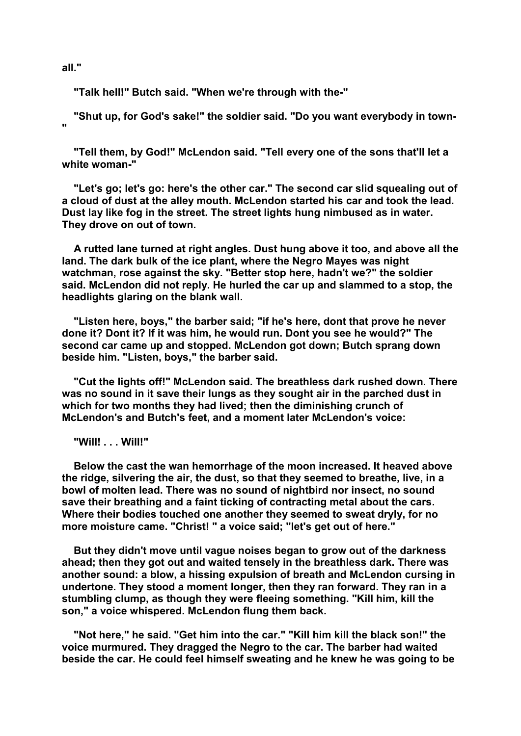all."

"Talk hell!" Butch said. "When we're through with the-"

"Shut up, for God's sake!" the soldier said. "Do you want everybody in town-"

"Tell them, by God!" McLendon said. "Tell every one of the sons that'll let a white woman-"

"Let's go; let's go: here's the other car." The second car slid squealing out of a cloud of dust at the alley mouth. McLendon started his car and took the lead. Dust lay like fog in the street. The street lights hung nimbused as in water. They drove on out of town.

A rutted lane turned at right angles. Dust hung above it too, and above all the land. The dark bulk of the ice plant, where the Negro Mayes was night watchman, rose against the sky. "Better stop here, hadn't we?" the soldier said. McLendon did not reply. He hurled the car up and slammed to a stop, the headlights glaring on the blank wall.

"Listen here, boys," the barber said; "if he's here, dont that prove he never done it? Dont it? If it was him, he would run. Dont you see he would?" The second car came up and stopped. McLendon got down; Butch sprang down beside him. "Listen, boys," the barber said.

"Cut the lights off!" McLendon said. The breathless dark rushed down. There was no sound in it save their lungs as they sought air in the parched dust in which for two months they had lived; then the diminishing crunch of McLendon's and Butch's feet, and a moment later McLendon's voice:

"Will! . . . Will!"

Below the cast the wan hemorrhage of the moon increased. It heaved above the ridge, silvering the air, the dust, so that they seemed to breathe, live, in a bowl of molten lead. There was no sound of nightbird nor insect, no sound save their breathing and a faint ticking of contracting metal about the cars. Where their bodies touched one another they seemed to sweat dryly, for no more moisture came. "Christ! " a voice said; "let's get out of here."

But they didn't move until vague noises began to grow out of the darkness ahead; then they got out and waited tensely in the breathless dark. There was another sound: a blow, a hissing expulsion of breath and McLendon cursing in undertone. They stood a moment longer, then they ran forward. They ran in a stumbling clump, as though they were fleeing something. "Kill him, kill the son," a voice whispered. McLendon flung them back.

"Not here," he said. "Get him into the car." "Kill him kill the black son!" the voice murmured. They dragged the Negro to the car. The barber had waited beside the car. He could feel himself sweating and he knew he was going to be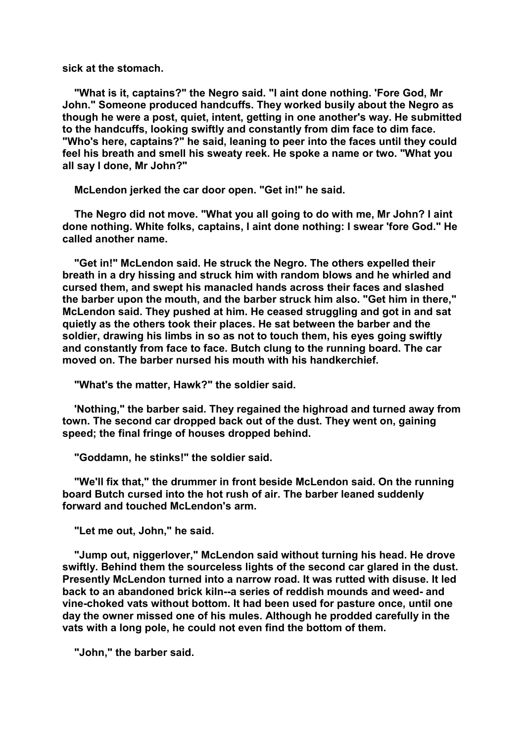sick at the stomach.

"What is it, captains?" the Negro said. "I aint done nothing. 'Fore God, Mr John." Someone produced handcuffs. They worked busily about the Negro as though he were a post, quiet, intent, getting in one another's way. He submitted to the handcuffs, looking swiftly and constantly from dim face to dim face. "Who's here, captains?" he said, leaning to peer into the faces until they could feel his breath and smell his sweaty reek. He spoke a name or two. "What you all say I done, Mr John?"

McLendon jerked the car door open. "Get in!" he said.

The Negro did not move. "What you all going to do with me, Mr John? I aint done nothing. White folks, captains, I aint done nothing: I swear 'fore God." He called another name.

"Get in!" McLendon said. He struck the Negro. The others expelled their breath in a dry hissing and struck him with random blows and he whirled and cursed them, and swept his manacled hands across their faces and slashed the barber upon the mouth, and the barber struck him also. "Get him in there," McLendon said. They pushed at him. He ceased struggling and got in and sat quietly as the others took their places. He sat between the barber and the soldier, drawing his limbs in so as not to touch them, his eyes going swiftly and constantly from face to face. Butch clung to the running board. The car moved on. The barber nursed his mouth with his handkerchief.

"What's the matter, Hawk?" the soldier said.

'Nothing," the barber said. They regained the highroad and turned away from town. The second car dropped back out of the dust. They went on, gaining speed; the final fringe of houses dropped behind.

"Goddamn, he stinks!" the soldier said.

"We'll fix that," the drummer in front beside McLendon said. On the running board Butch cursed into the hot rush of air. The barber leaned suddenly forward and touched McLendon's arm.

"Let me out, John," he said.

"Jump out, niggerlover," McLendon said without turning his head. He drove swiftly. Behind them the sourceless lights of the second car glared in the dust. Presently McLendon turned into a narrow road. It was rutted with disuse. It led back to an abandoned brick kiln--a series of reddish mounds and weed- and vine-choked vats without bottom. It had been used for pasture once, until one day the owner missed one of his mules. Although he prodded carefully in the vats with a long pole, he could not even find the bottom of them.

"John," the barber said.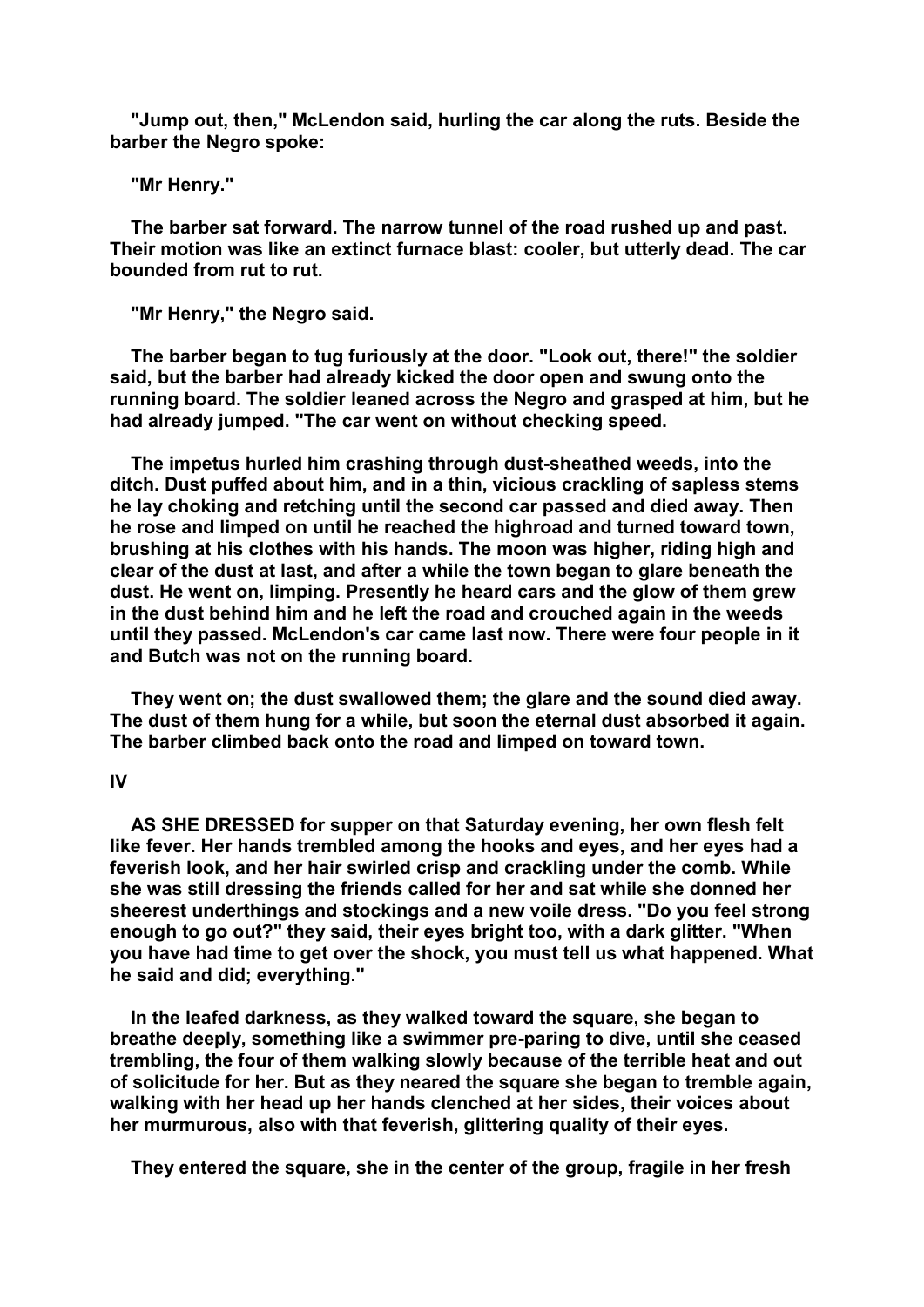"Jump out, then," McLendon said, hurling the car along the ruts. Beside the barber the Negro spoke:

"Mr Henry."

The barber sat forward. The narrow tunnel of the road rushed up and past. Their motion was like an extinct furnace blast: cooler, but utterly dead. The car bounded from rut to rut.

"Mr Henry," the Negro said.

The barber began to tug furiously at the door. "Look out, there!" the soldier said, but the barber had already kicked the door open and swung onto the running board. The soldier leaned across the Negro and grasped at him, but he had already jumped. "The car went on without checking speed.

The impetus hurled him crashing through dust-sheathed weeds, into the ditch. Dust puffed about him, and in a thin, vicious crackling of sapless stems he lay choking and retching until the second car passed and died away. Then he rose and limped on until he reached the highroad and turned toward town, brushing at his clothes with his hands. The moon was higher, riding high and clear of the dust at last, and after a while the town began to glare beneath the dust. He went on, limping. Presently he heard cars and the glow of them grew in the dust behind him and he left the road and crouched again in the weeds until they passed. McLendon's car came last now. There were four people in it and Butch was not on the running board.

They went on; the dust swallowed them; the glare and the sound died away. The dust of them hung for a while, but soon the eternal dust absorbed it again. The barber climbed back onto the road and limped on toward town.

## IV

AS SHE DRESSED for supper on that Saturday evening, her own flesh felt like fever. Her hands trembled among the hooks and eyes, and her eyes had a feverish look, and her hair swirled crisp and crackling under the comb. While she was still dressing the friends called for her and sat while she donned her sheerest underthings and stockings and a new voile dress. "Do you feel strong enough to go out?" they said, their eyes bright too, with a dark glitter. "When you have had time to get over the shock, you must tell us what happened. What he said and did; everything."

In the leafed darkness, as they walked toward the square, she began to breathe deeply, something like a swimmer pre-paring to dive, until she ceased trembling, the four of them walking slowly because of the terrible heat and out of solicitude for her. But as they neared the square she began to tremble again, walking with her head up her hands clenched at her sides, their voices about her murmurous, also with that feverish, glittering quality of their eyes.

They entered the square, she in the center of the group, fragile in her fresh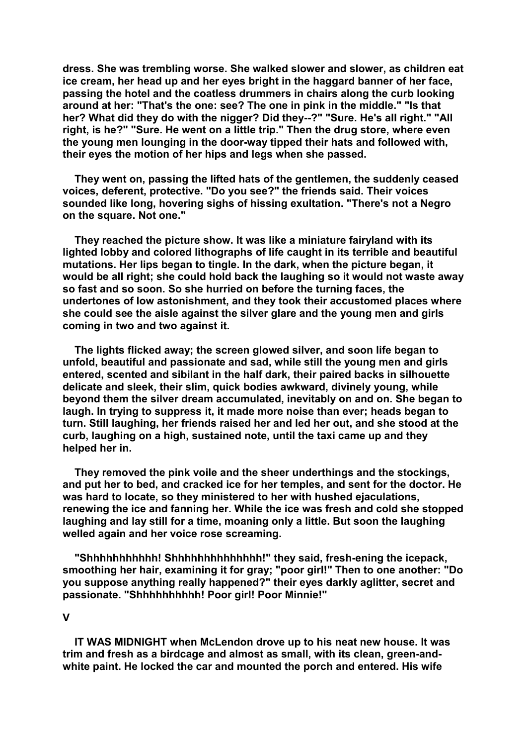dress. She was trembling worse. She walked slower and slower, as children eat ice cream, her head up and her eyes bright in the haggard banner of her face, passing the hotel and the coatless drummers in chairs along the curb looking around at her: "That's the one: see? The one in pink in the middle." "Is that her? What did they do with the nigger? Did they--?" "Sure. He's all right." "All right, is he?" "Sure. He went on a little trip." Then the drug store, where even the young men lounging in the door-way tipped their hats and followed with, their eyes the motion of her hips and legs when she passed.

They went on, passing the lifted hats of the gentlemen, the suddenly ceased voices, deferent, protective. "Do you see?" the friends said. Their voices sounded like long, hovering sighs of hissing exultation. "There's not a Negro on the square. Not one."

They reached the picture show. It was like a miniature fairyland with its lighted lobby and colored lithographs of life caught in its terrible and beautiful mutations. Her lips began to tingle. In the dark, when the picture began, it would be all right; she could hold back the laughing so it would not waste away so fast and so soon. So she hurried on before the turning faces, the undertones of low astonishment, and they took their accustomed places where she could see the aisle against the silver glare and the young men and girls coming in two and two against it.

The lights flicked away; the screen glowed silver, and soon life began to unfold, beautiful and passionate and sad, while still the young men and girls entered, scented and sibilant in the half dark, their paired backs in silhouette delicate and sleek, their slim, quick bodies awkward, divinely young, while beyond them the silver dream accumulated, inevitably on and on. She began to laugh. In trying to suppress it, it made more noise than ever; heads began to turn. Still laughing, her friends raised her and led her out, and she stood at the curb, laughing on a high, sustained note, until the taxi came up and they helped her in.

They removed the pink voile and the sheer underthings and the stockings, and put her to bed, and cracked ice for her temples, and sent for the doctor. He was hard to locate, so they ministered to her with hushed ejaculations, renewing the ice and fanning her. While the ice was fresh and cold she stopped laughing and lay still for a time, moaning only a little. But soon the laughing welled again and her voice rose screaming.

"Shhhhhhhhhhh! Shhhhhhhhhhhhhh!" they said, fresh-ening the icepack, smoothing her hair, examining it for gray; "poor girl!" Then to one another: "Do you suppose anything really happened?" their eyes darkly aglitter, secret and passionate. "Shhhhhhhhhh! Poor girl! Poor Minnie!"

## V

IT WAS MIDNIGHT when McLendon drove up to his neat new house. It was trim and fresh as a birdcage and almost as small, with its clean, green-and-white paint. He locked the car and mounted the porch and entered. His wife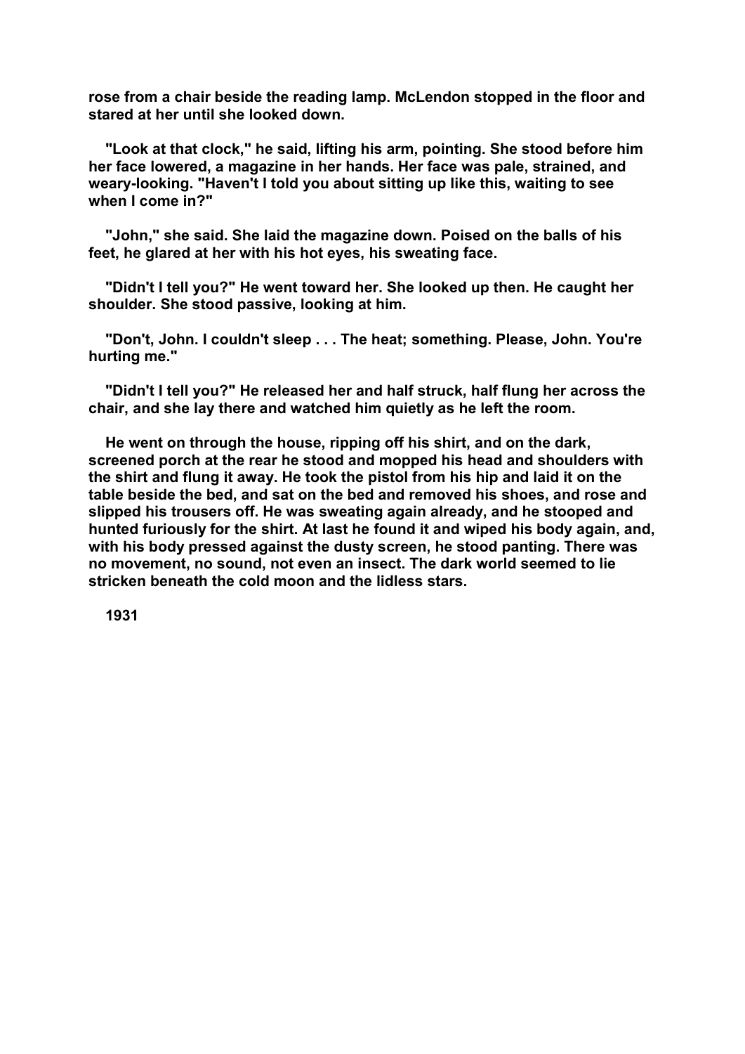rose from a chair beside the reading lamp. McLendon stopped in the floor and stared at her until she looked down.

"Look at that clock," he said, lifting his arm, pointing. She stood before him her face lowered, a magazine in her hands. Her face was pale, strained, and weary-looking. "Haven't I told you about sitting up like this, waiting to see when I come in?"

"John," she said. She laid the magazine down. Poised on the balls of his feet, he glared at her with his hot eyes, his sweating face.

"Didn't I tell you?" He went toward her. She looked up then. He caught her shoulder. She stood passive, looking at him.

"Don't, John. I couldn't sleep . . . The heat; something. Please, John. You're hurting me."

"Didn't I tell you?" He released her and half struck, half flung her across the chair, and she lay there and watched him quietly as he left the room.

He went on through the house, ripping off his shirt, and on the dark, screened porch at the rear he stood and mopped his head and shoulders with the shirt and flung it away. He took the pistol from his hip and laid it on the table beside the bed, and sat on the bed and removed his shoes, and rose and slipped his trousers off. He was sweating again already, and he stooped and hunted furiously for the shirt. At last he found it and wiped his body again, and, with his body pressed against the dusty screen, he stood panting. There was no movement, no sound, not even an insect. The dark world seemed to lie stricken beneath the cold moon and the lidless stars.

1931